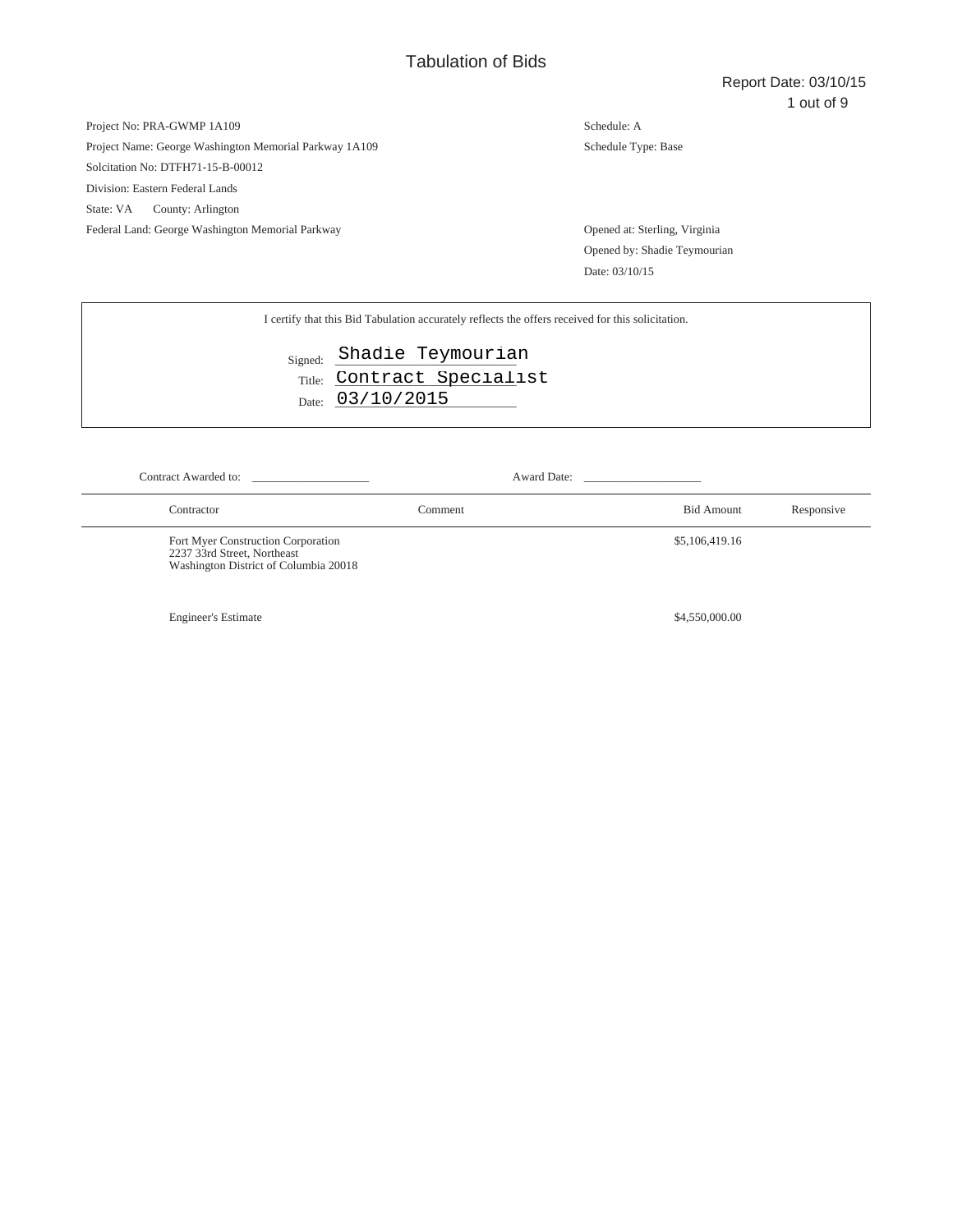# Tabulation of Bids

Report Date: 03/10/15

Project No: PRA-GWMP 1A109

Project Name: George Washington Memorial Parkway 1A109

Solcitation No: DTFH71-15-B-00012

Division: Eastern Federal Lands

State: VA County: Arlington

Federal Land: George Washington Memorial Parkway

Schedule: A

Schedule Type: Base

Opened at: Sterling, Virginia

Opened by: Shadie Teymourian

Date: 03/10/15

I certify that this Bid Tabulation accurately reflects the offers received for this solicitation.

Signed: Shadie Teymourian

Title: Contract Specialist

Date: 03/10/2015

Contract Awarded to: ____________________ Award Date: ____________________

| Contractor | Comment | Bid Amount | Responsive |
|---|---|---|---|
| Fort Myer Construction Corporation<br>2237 33rd Street, Northeast<br>Washington District of Columbia 20018 | | $5,106,419.16 | |
| Engineer's Estimate | | $4,550,000.00 | |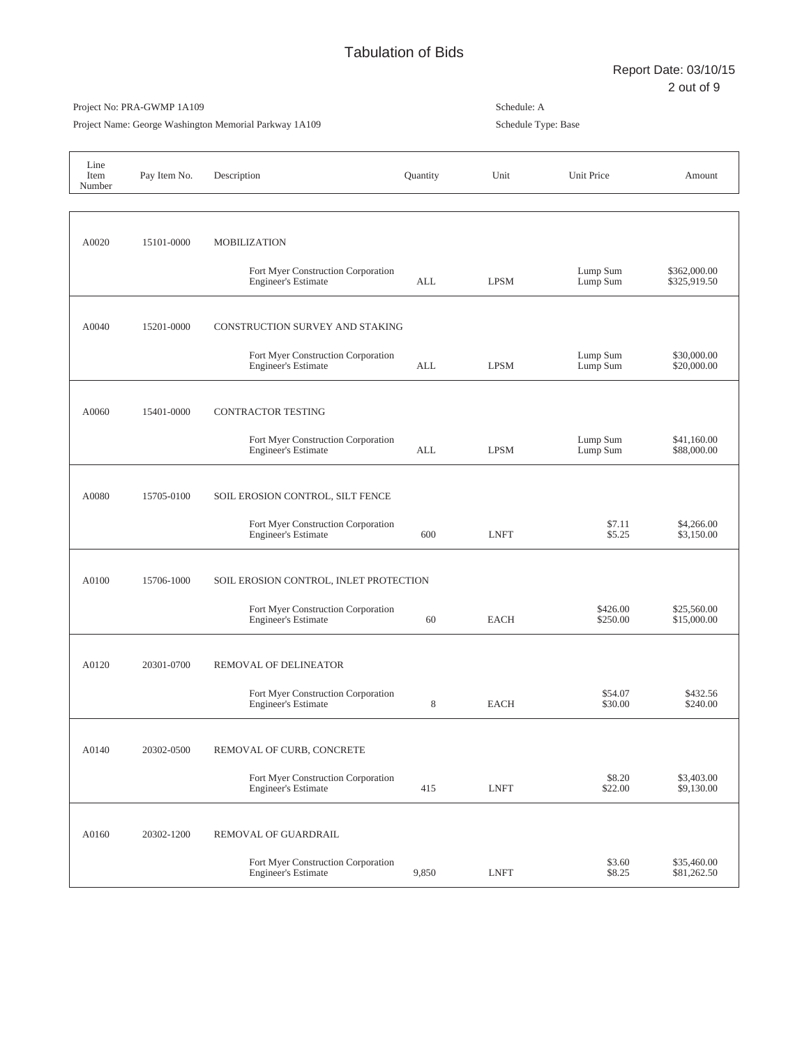# Tabulation of Bids

Report Date: 03/10/15

Project No: PRA-GWMP 1A109

Project Name: George Washington Memorial Parkway 1A109

Schedule: A

Schedule Type: Base

| Line Item Number | Pay Item No. | Description | Quantity | Unit | Unit Price | Amount |
|---|---|---|---|---|---|---|
| A0020 | 15101-0000 | MOBILIZATION | | | | |
| | | Fort Myer Construction Corporation | | | Lump Sum | $362,000.00 |
| | | Engineer's Estimate | ALL | LPSM | Lump Sum | $325,919.50 |
| A0040 | 15201-0000 | CONSTRUCTION SURVEY AND STAKING | | | | |
| | | Fort Myer Construction Corporation | | | Lump Sum | $30,000.00 |
| | | Engineer's Estimate | ALL | LPSM | Lump Sum | $20,000.00 |
| A0060 | 15401-0000 | CONTRACTOR TESTING | | | | |
| | | Fort Myer Construction Corporation | | | Lump Sum | $41,160.00 |
| | | Engineer's Estimate | ALL | LPSM | Lump Sum | $88,000.00 |
| A0080 | 15705-0100 | SOIL EROSION CONTROL, SILT FENCE | | | | |
| | | Fort Myer Construction Corporation | | | $7.11 | $4,266.00 |
| | | Engineer's Estimate | 600 | LNFT | $5.25 | $3,150.00 |
| A0100 | 15706-1000 | SOIL EROSION CONTROL, INLET PROTECTION | | | | |
| | | Fort Myer Construction Corporation | | | $426.00 | $25,560.00 |
| | | Engineer's Estimate | 60 | EACH | $250.00 | $15,000.00 |
| A0120 | 20301-0700 | REMOVAL OF DELINEATOR | | | | |
| | | Fort Myer Construction Corporation | | | $54.07 | $432.56 |
| | | Engineer's Estimate | 8 | EACH | $30.00 | $240.00 |
| A0140 | 20302-0500 | REMOVAL OF CURB, CONCRETE | | | | |
| | | Fort Myer Construction Corporation | | | $8.20 | $3,403.00 |
| | | Engineer's Estimate | 415 | LNFT | $22.00 | $9,130.00 |
| A0160 | 20302-1200 | REMOVAL OF GUARDRAIL | | | | |
| | | Fort Myer Construction Corporation | | | $3.60 | $35,460.00 |
| | | Engineer's Estimate | 9,850 | LNFT | $8.25 | $81,262.50 |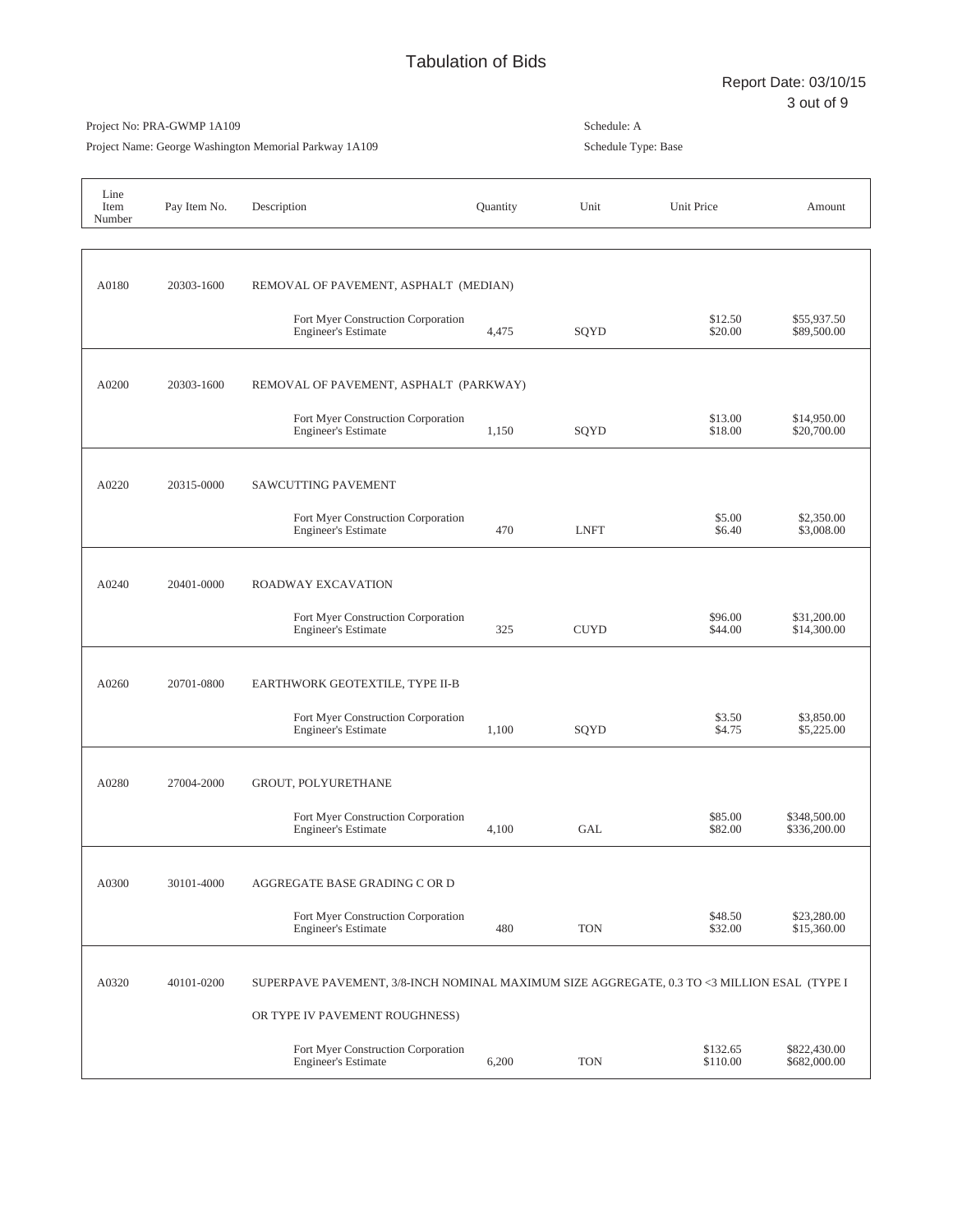# Tabulation of Bids

Report Date: 03/10/15

Project No: PRA-GWMP 1A109

Project Name: George Washington Memorial Parkway 1A109

Schedule: A

Schedule Type: Base

| Line Item Number | Pay Item No. | Description | Quantity | Unit | Unit Price | Amount |
|---|---|---|---|---|---|---|
| A0180 | 20303-1600 | REMOVAL OF PAVEMENT, ASPHALT (MEDIAN) | | | | |
| | | Fort Myer Construction Corporation | | | $12.50 | $55,937.50 |
| | | Engineer's Estimate | 4,475 | SQYD | $20.00 | $89,500.00 |
| A0200 | 20303-1600 | REMOVAL OF PAVEMENT, ASPHALT (PARKWAY) | | | | |
| | | Fort Myer Construction Corporation | | | $13.00 | $14,950.00 |
| | | Engineer's Estimate | 1,150 | SQYD | $18.00 | $20,700.00 |
| A0220 | 20315-0000 | SAWCUTTING PAVEMENT | | | | |
| | | Fort Myer Construction Corporation | | | $5.00 | $2,350.00 |
| | | Engineer's Estimate | 470 | LNFT | $6.40 | $3,008.00 |
| A0240 | 20401-0000 | ROADWAY EXCAVATION | | | | |
| | | Fort Myer Construction Corporation | | | $96.00 | $31,200.00 |
| | | Engineer's Estimate | 325 | CUYD | $44.00 | $14,300.00 |
| A0260 | 20701-0800 | EARTHWORK GEOTEXTILE, TYPE II-B | | | | |
| | | Fort Myer Construction Corporation | | | $3.50 | $3,850.00 |
| | | Engineer's Estimate | 1,100 | SQYD | $4.75 | $5,225.00 |
| A0280 | 27004-2000 | GROUT, POLYURETHANE | | | | |
| | | Fort Myer Construction Corporation | | | $85.00 | $348,500.00 |
| | | Engineer's Estimate | 4,100 | GAL | $82.00 | $336,200.00 |
| A0300 | 30101-4000 | AGGREGATE BASE GRADING C OR D | | | | |
| | | Fort Myer Construction Corporation | | | $48.50 | $23,280.00 |
| | | Engineer's Estimate | 480 | TON | $32.00 | $15,360.00 |
| A0320 | 40101-0200 | SUPERPAVE PAVEMENT, 3/8-INCH NOMINAL MAXIMUM SIZE AGGREGATE, 0.3 TO <3 MILLION ESAL (TYPE I OR TYPE IV PAVEMENT ROUGHNESS) | | | | |
| | | Fort Myer Construction Corporation | | | $132.65 | $822,430.00 |
| | | Engineer's Estimate | 6,200 | TON | $110.00 | $682,000.00 |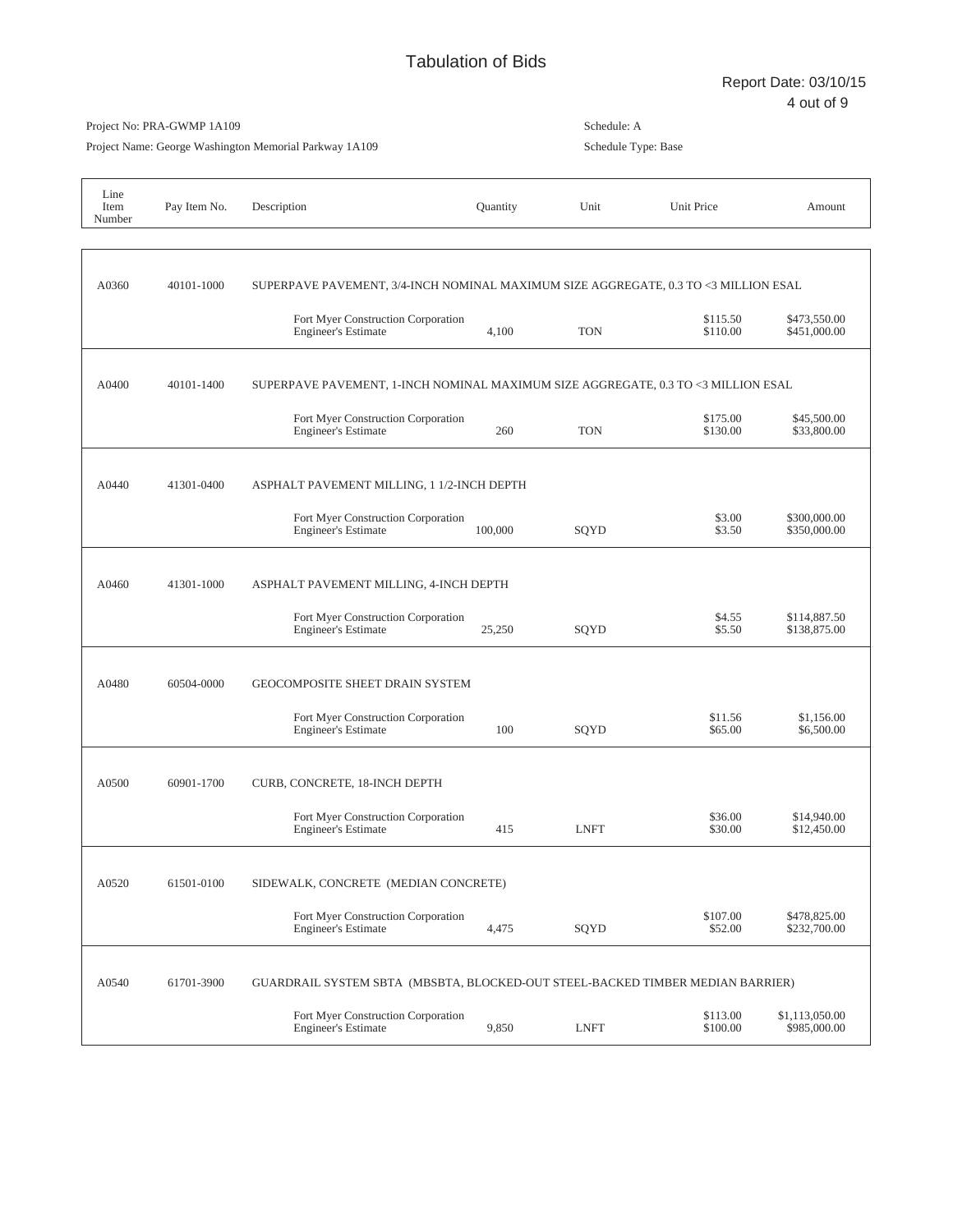# Tabulation of Bids

Report Date: 03/10/15

Project No: PRA-GWMP 1A109

Project Name: George Washington Memorial Parkway 1A109

Schedule: A

Schedule Type: Base

| Line Item Number | Pay Item No. | Description | Quantity | Unit | Unit Price | Amount |
|---|---|---|---|---|---|---|
| A0360 | 40101-1000 | SUPERPAVE PAVEMENT, 3/4-INCH NOMINAL MAXIMUM SIZE AGGREGATE, 0.3 TO <3 MILLION ESAL | | | | |
| | | Fort Myer Construction Corporation | | | $115.50 | $473,550.00 |
| | | Engineer's Estimate | 4,100 | TON | $110.00 | $451,000.00 |
| A0400 | 40101-1400 | SUPERPAVE PAVEMENT, 1-INCH NOMINAL MAXIMUM SIZE AGGREGATE, 0.3 TO <3 MILLION ESAL | | | | |
| | | Fort Myer Construction Corporation | | | $175.00 | $45,500.00 |
| | | Engineer's Estimate | 260 | TON | $130.00 | $33,800.00 |
| A0440 | 41301-0400 | ASPHALT PAVEMENT MILLING, 1 1/2-INCH DEPTH | | | | |
| | | Fort Myer Construction Corporation | | | $3.00 | $300,000.00 |
| | | Engineer's Estimate | 100,000 | SQYD | $3.50 | $350,000.00 |
| A0460 | 41301-1000 | ASPHALT PAVEMENT MILLING, 4-INCH DEPTH | | | | |
| | | Fort Myer Construction Corporation | | | $4.55 | $114,887.50 |
| | | Engineer's Estimate | 25,250 | SQYD | $5.50 | $138,875.00 |
| A0480 | 60504-0000 | GEOCOMPOSITE SHEET DRAIN SYSTEM | | | | |
| | | Fort Myer Construction Corporation | | | $11.56 | $1,156.00 |
| | | Engineer's Estimate | 100 | SQYD | $65.00 | $6,500.00 |
| A0500 | 60901-1700 | CURB, CONCRETE, 18-INCH DEPTH | | | | |
| | | Fort Myer Construction Corporation | | | $36.00 | $14,940.00 |
| | | Engineer's Estimate | 415 | LNFT | $30.00 | $12,450.00 |
| A0520 | 61501-0100 | SIDEWALK, CONCRETE (MEDIAN CONCRETE) | | | | |
| | | Fort Myer Construction Corporation | | | $107.00 | $478,825.00 |
| | | Engineer's Estimate | 4,475 | SQYD | $52.00 | $232,700.00 |
| A0540 | 61701-3900 | GUARDRAIL SYSTEM SBTA (MBSBTA, BLOCKED-OUT STEEL-BACKED TIMBER MEDIAN BARRIER) | | | | |
| | | Fort Myer Construction Corporation | | | $113.00 | $1,113,050.00 |
| | | Engineer's Estimate | 9,850 | LNFT | $100.00 | $985,000.00 |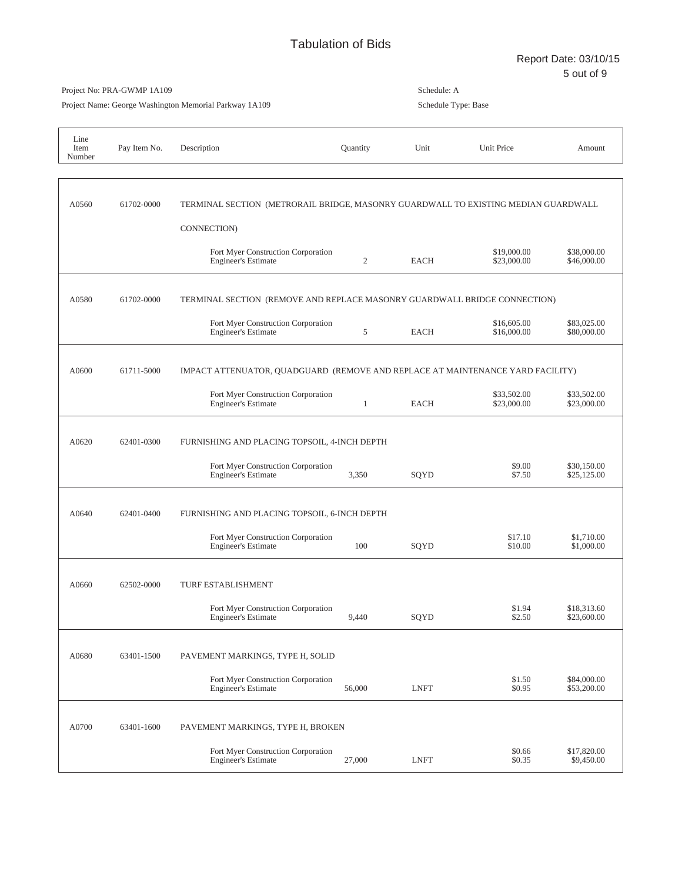# Tabulation of Bids

Report Date: 03/10/15

Project No: PRA-GWMP 1A109

Project Name: George Washington Memorial Parkway 1A109

Schedule: A

Schedule Type: Base

| Line Item Number | Pay Item No. | Description | Quantity | Unit | Unit Price | Amount |
|---|---|---|---|---|---|---|
| A0560 | 61702-0000 | TERMINAL SECTION (METRORAIL BRIDGE, MASONRY GUARDWALL TO EXISTING MEDIAN GUARDWALL CONNECTION) | | | | |
| | | Fort Myer Construction Corporation | | | $19,000.00 | $38,000.00 |
| | | Engineer's Estimate | 2 | EACH | $23,000.00 | $46,000.00 |
| A0580 | 61702-0000 | TERMINAL SECTION (REMOVE AND REPLACE MASONRY GUARDWALL BRIDGE CONNECTION) | | | | |
| | | Fort Myer Construction Corporation | | | $16,605.00 | $83,025.00 |
| | | Engineer's Estimate | 5 | EACH | $16,000.00 | $80,000.00 |
| A0600 | 61711-5000 | IMPACT ATTENUATOR, QUADGUARD (REMOVE AND REPLACE AT MAINTENANCE YARD FACILITY) | | | | |
| | | Fort Myer Construction Corporation | | | $33,502.00 | $33,502.00 |
| | | Engineer's Estimate | 1 | EACH | $23,000.00 | $23,000.00 |
| A0620 | 62401-0300 | FURNISHING AND PLACING TOPSOIL, 4-INCH DEPTH | | | | |
| | | Fort Myer Construction Corporation | | | $9.00 | $30,150.00 |
| | | Engineer's Estimate | 3,350 | SQYD | $7.50 | $25,125.00 |
| A0640 | 62401-0400 | FURNISHING AND PLACING TOPSOIL, 6-INCH DEPTH | | | | |
| | | Fort Myer Construction Corporation | | | $17.10 | $1,710.00 |
| | | Engineer's Estimate | 100 | SQYD | $10.00 | $1,000.00 |
| A0660 | 62502-0000 | TURF ESTABLISHMENT | | | | |
| | | Fort Myer Construction Corporation | | | $1.94 | $18,313.60 |
| | | Engineer's Estimate | 9,440 | SQYD | $2.50 | $23,600.00 |
| A0680 | 63401-1500 | PAVEMENT MARKINGS, TYPE H, SOLID | | | | |
| | | Fort Myer Construction Corporation | | | $1.50 | $84,000.00 |
| | | Engineer's Estimate | 56,000 | LNFT | $0.95 | $53,200.00 |
| A0700 | 63401-1600 | PAVEMENT MARKINGS, TYPE H, BROKEN | | | | |
| | | Fort Myer Construction Corporation | | | $0.66 | $17,820.00 |
| | | Engineer's Estimate | 27,000 | LNFT | $0.35 | $9,450.00 |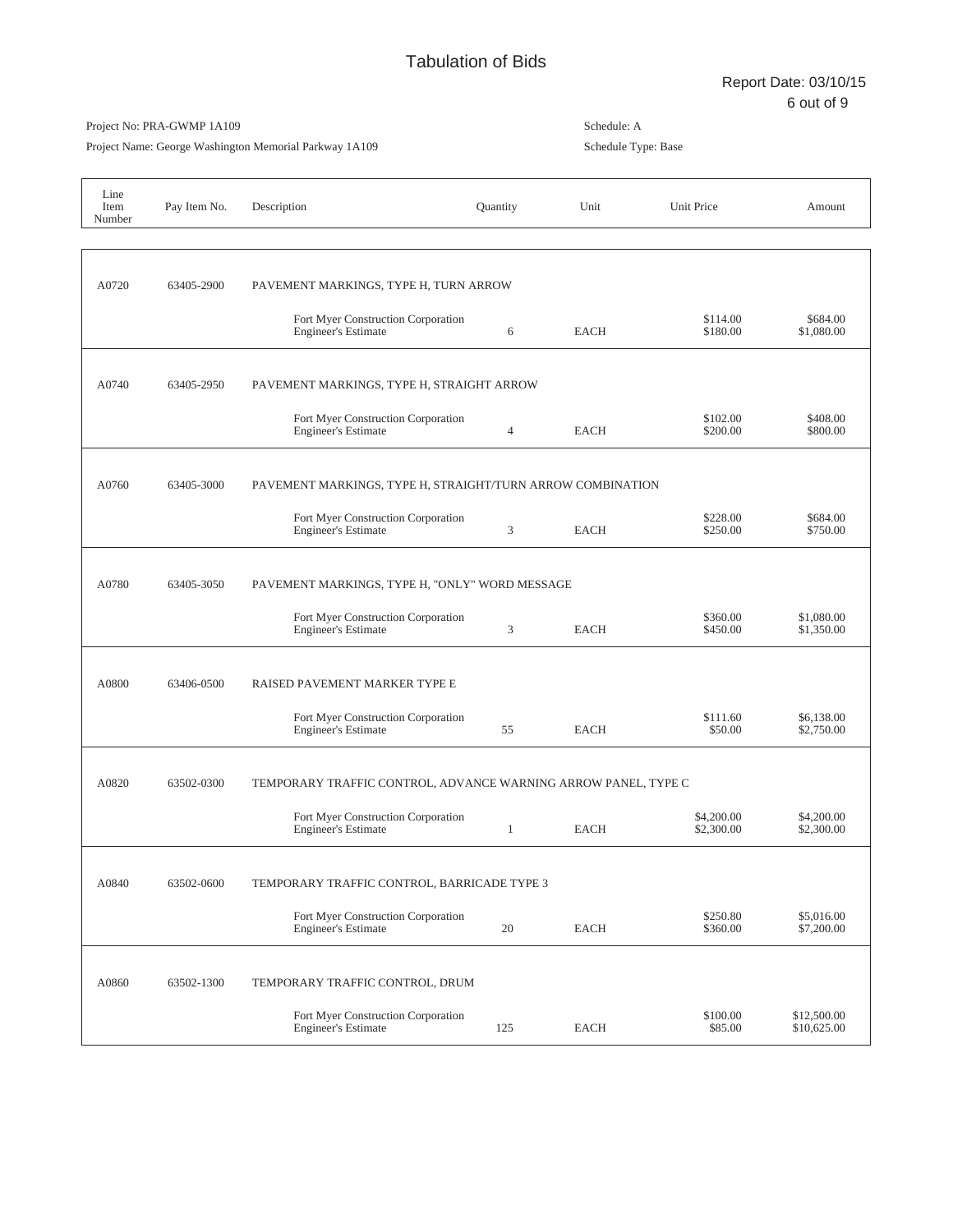# Tabulation of Bids

Report Date: 03/10/15

Project No: PRA-GWMP 1A109

Project Name: George Washington Memorial Parkway 1A109

Schedule: A

Schedule Type: Base

| Line Item Number | Pay Item No. | Description | Quantity | Unit | Unit Price | Amount |
|---|---|---|---|---|---|---|
| A0720 | 63405-2900 | PAVEMENT MARKINGS, TYPE H, TURN ARROW | | | | |
| | | Fort Myer Construction Corporation | | | $114.00 | $684.00 |
| | | Engineer's Estimate | 6 | EACH | $180.00 | $1,080.00 |
| A0740 | 63405-2950 | PAVEMENT MARKINGS, TYPE H, STRAIGHT ARROW | | | | |
| | | Fort Myer Construction Corporation | | | $102.00 | $408.00 |
| | | Engineer's Estimate | 4 | EACH | $200.00 | $800.00 |
| A0760 | 63405-3000 | PAVEMENT MARKINGS, TYPE H, STRAIGHT/TURN ARROW COMBINATION | | | | |
| | | Fort Myer Construction Corporation | | | $228.00 | $684.00 |
| | | Engineer's Estimate | 3 | EACH | $250.00 | $750.00 |
| A0780 | 63405-3050 | PAVEMENT MARKINGS, TYPE H, "ONLY" WORD MESSAGE | | | | |
| | | Fort Myer Construction Corporation | | | $360.00 | $1,080.00 |
| | | Engineer's Estimate | 3 | EACH | $450.00 | $1,350.00 |
| A0800 | 63406-0500 | RAISED PAVEMENT MARKER TYPE E | | | | |
| | | Fort Myer Construction Corporation | | | $111.60 | $6,138.00 |
| | | Engineer's Estimate | 55 | EACH | $50.00 | $2,750.00 |
| A0820 | 63502-0300 | TEMPORARY TRAFFIC CONTROL, ADVANCE WARNING ARROW PANEL, TYPE C | | | | |
| | | Fort Myer Construction Corporation | | | $4,200.00 | $4,200.00 |
| | | Engineer's Estimate | 1 | EACH | $2,300.00 | $2,300.00 |
| A0840 | 63502-0600 | TEMPORARY TRAFFIC CONTROL, BARRICADE TYPE 3 | | | | |
| | | Fort Myer Construction Corporation | | | $250.80 | $5,016.00 |
| | | Engineer's Estimate | 20 | EACH | $360.00 | $7,200.00 |
| A0860 | 63502-1300 | TEMPORARY TRAFFIC CONTROL, DRUM | | | | |
| | | Fort Myer Construction Corporation | | | $100.00 | $12,500.00 |
| | | Engineer's Estimate | 125 | EACH | $85.00 | $10,625.00 |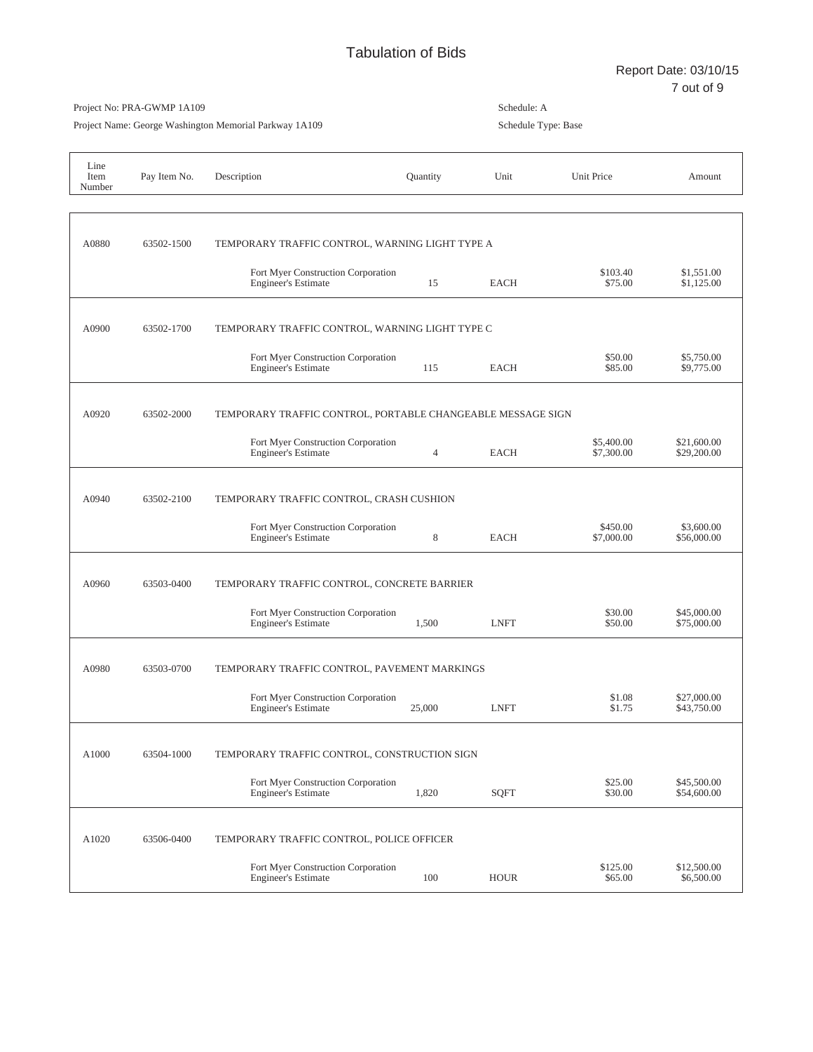# Tabulation of Bids

Report Date: 03/10/15

Project No: PRA-GWMP 1A109

Project Name: George Washington Memorial Parkway 1A109

Schedule: A

Schedule Type: Base

| Line Item Number | Pay Item No. | Description | Quantity | Unit | Unit Price | Amount |
|---|---|---|---|---|---|---|
| A0880 | 63502-1500 | TEMPORARY TRAFFIC CONTROL, WARNING LIGHT TYPE A | | | | |
| | | Fort Myer Construction Corporation | | | $103.40 | $1,551.00 |
| | | Engineer's Estimate | 15 | EACH | $75.00 | $1,125.00 |
| A0900 | 63502-1700 | TEMPORARY TRAFFIC CONTROL, WARNING LIGHT TYPE C | | | | |
| | | Fort Myer Construction Corporation | | | $50.00 | $5,750.00 |
| | | Engineer's Estimate | 115 | EACH | $85.00 | $9,775.00 |
| A0920 | 63502-2000 | TEMPORARY TRAFFIC CONTROL, PORTABLE CHANGEABLE MESSAGE SIGN | | | | |
| | | Fort Myer Construction Corporation | | | $5,400.00 | $21,600.00 |
| | | Engineer's Estimate | 4 | EACH | $7,300.00 | $29,200.00 |
| A0940 | 63502-2100 | TEMPORARY TRAFFIC CONTROL, CRASH CUSHION | | | | |
| | | Fort Myer Construction Corporation | | | $450.00 | $3,600.00 |
| | | Engineer's Estimate | 8 | EACH | $7,000.00 | $56,000.00 |
| A0960 | 63503-0400 | TEMPORARY TRAFFIC CONTROL, CONCRETE BARRIER | | | | |
| | | Fort Myer Construction Corporation | | | $30.00 | $45,000.00 |
| | | Engineer's Estimate | 1,500 | LNFT | $50.00 | $75,000.00 |
| A0980 | 63503-0700 | TEMPORARY TRAFFIC CONTROL, PAVEMENT MARKINGS | | | | |
| | | Fort Myer Construction Corporation | | | $1.08 | $27,000.00 |
| | | Engineer's Estimate | 25,000 | LNFT | $1.75 | $43,750.00 |
| A1000 | 63504-1000 | TEMPORARY TRAFFIC CONTROL, CONSTRUCTION SIGN | | | | |
| | | Fort Myer Construction Corporation | | | $25.00 | $45,500.00 |
| | | Engineer's Estimate | 1,820 | SQFT | $30.00 | $54,600.00 |
| A1020 | 63506-0400 | TEMPORARY TRAFFIC CONTROL, POLICE OFFICER | | | | |
| | | Fort Myer Construction Corporation | | | $125.00 | $12,500.00 |
| | | Engineer's Estimate | 100 | HOUR | $65.00 | $6,500.00 |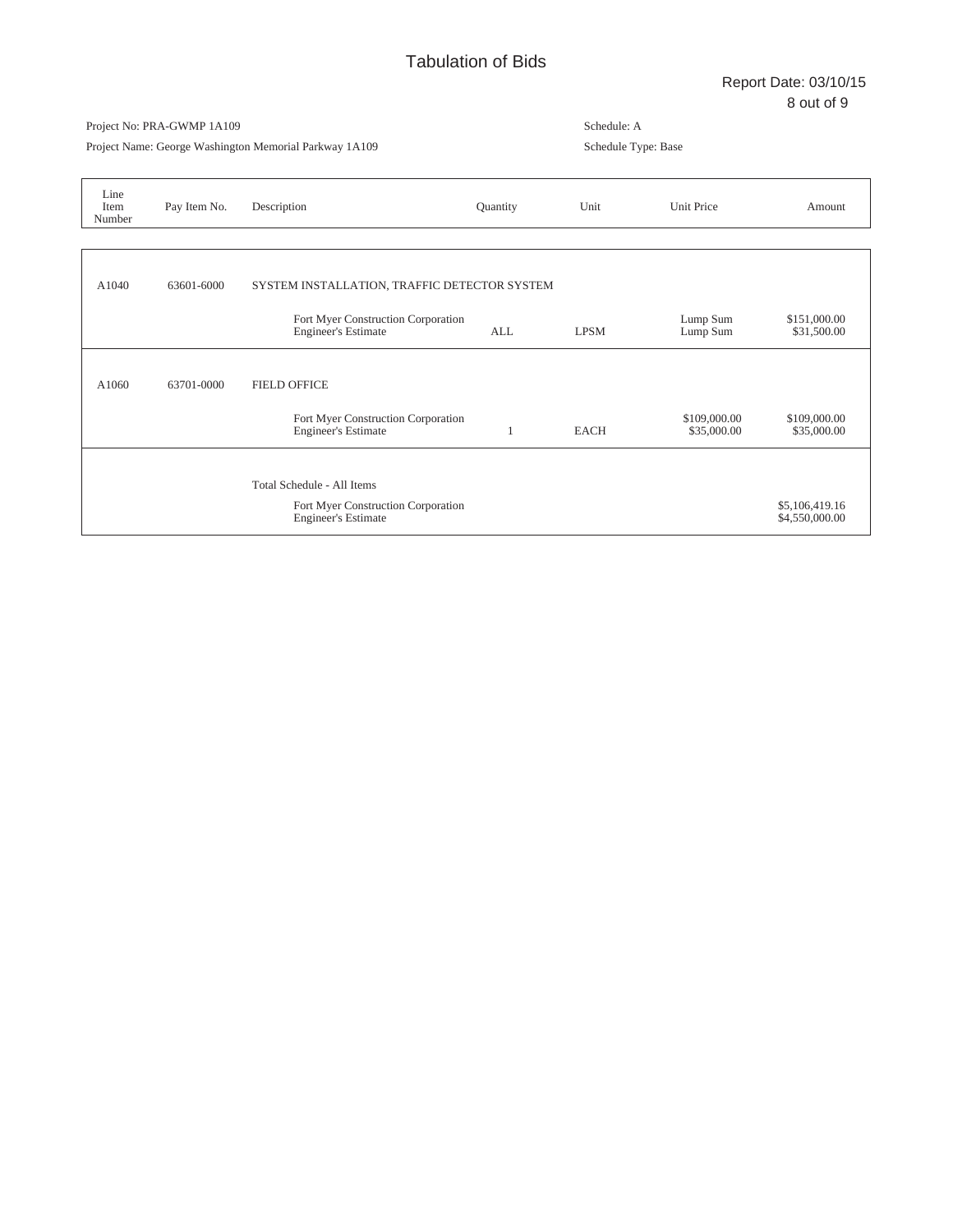# Tabulation of Bids

Report Date: 03/10/15

Project No: PRA-GWMP 1A109

Project Name: George Washington Memorial Parkway 1A109

Schedule: A

Schedule Type: Base

| Line Item Number | Pay Item No. | Description | Quantity | Unit | Unit Price | Amount |
|---|---|---|---|---|---|---|
| A1040 | 63601-6000 | SYSTEM INSTALLATION, TRAFFIC DETECTOR SYSTEM | | | | |
| | | Fort Myer Construction Corporation | | | Lump Sum | $151,000.00 |
| | | Engineer's Estimate | ALL | LPSM | Lump Sum | $31,500.00 |
| A1060 | 63701-0000 | FIELD OFFICE | | | | |
| | | Fort Myer Construction Corporation | | | $109,000.00 | $109,000.00 |
| | | Engineer's Estimate | 1 | EACH | $35,000.00 | $35,000.00 |
| | | Total Schedule - All Items | | | | |
| | | Fort Myer Construction Corporation | | | | $5,106,419.16 |
| | | Engineer's Estimate | | | | $4,550,000.00 |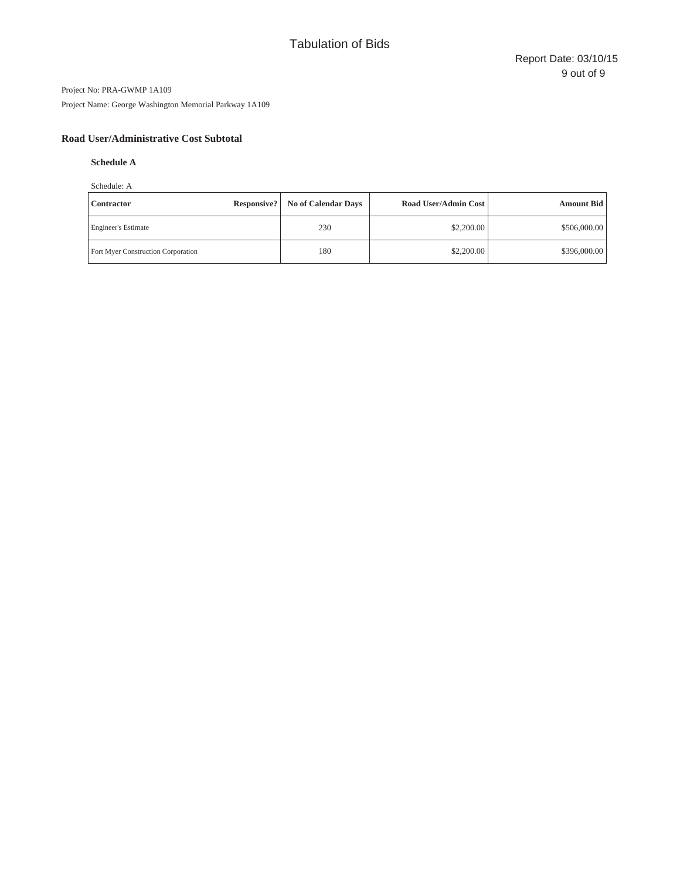# Tabulation of Bids

Report Date: 03/10/15

Project No: PRA-GWMP 1A109

Project Name: George Washington Memorial Parkway 1A109

## Road User/Administrative Cost Subtotal

### Schedule A

Schedule: A

| Contractor | Responsive? | No of Calendar Days | Road User/Admin Cost | Amount Bid |
|---|---|---|---|---|
| Engineer's Estimate | | 230 | $2,200.00 | $506,000.00 |
| Fort Myer Construction Corporation | | 180 | $2,200.00 | $396,000.00 |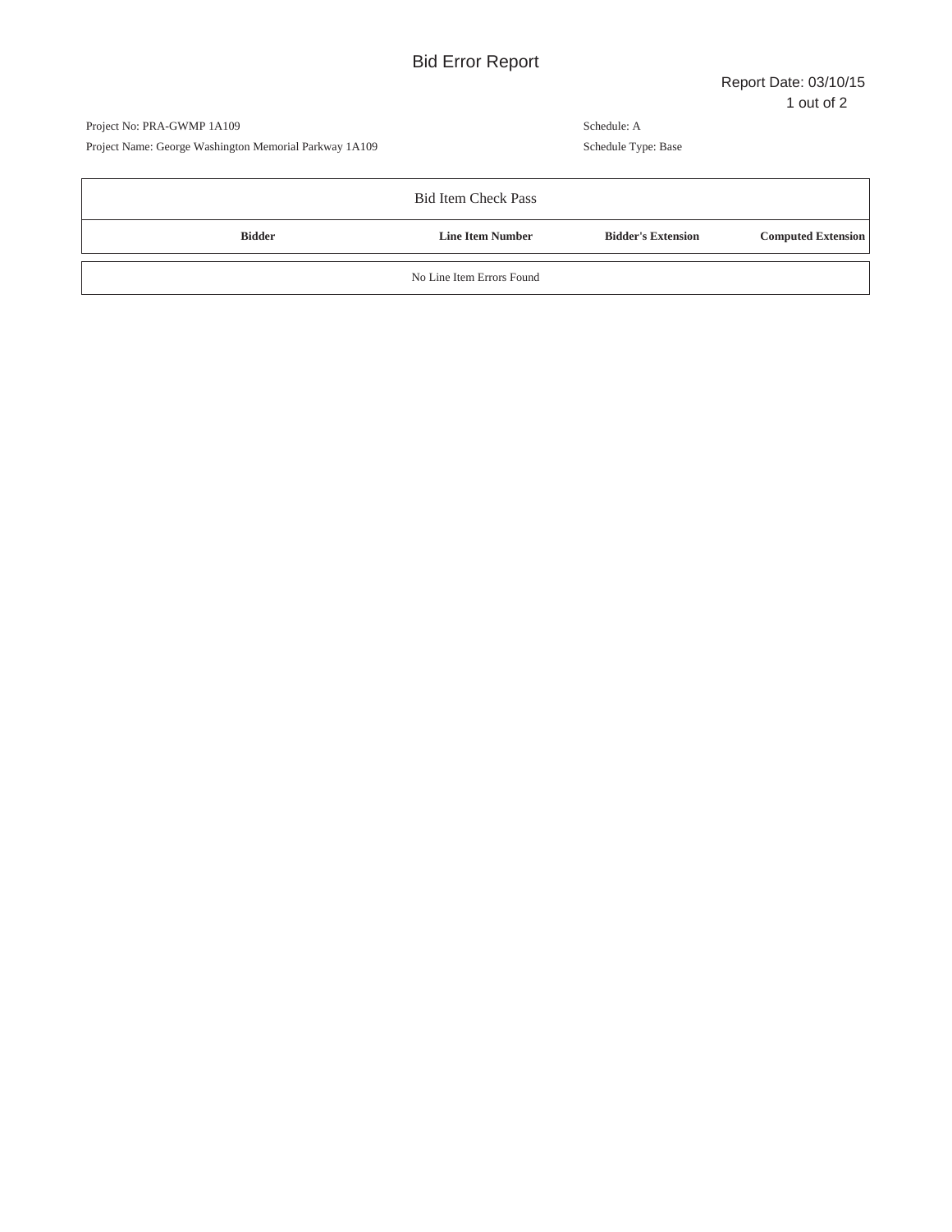# Bid Error Report

Report Date: 03/10/15

Project No: PRA-GWMP 1A109

Project Name: George Washington Memorial Parkway 1A109

Schedule: A

Schedule Type: Base

| Bid Item Check Pass | | | |
|---|---|---|---|
| **Bidder** | **Line Item Number** | **Bidder's Extension** | **Computed Extension** |
| No Line Item Errors Found | | | |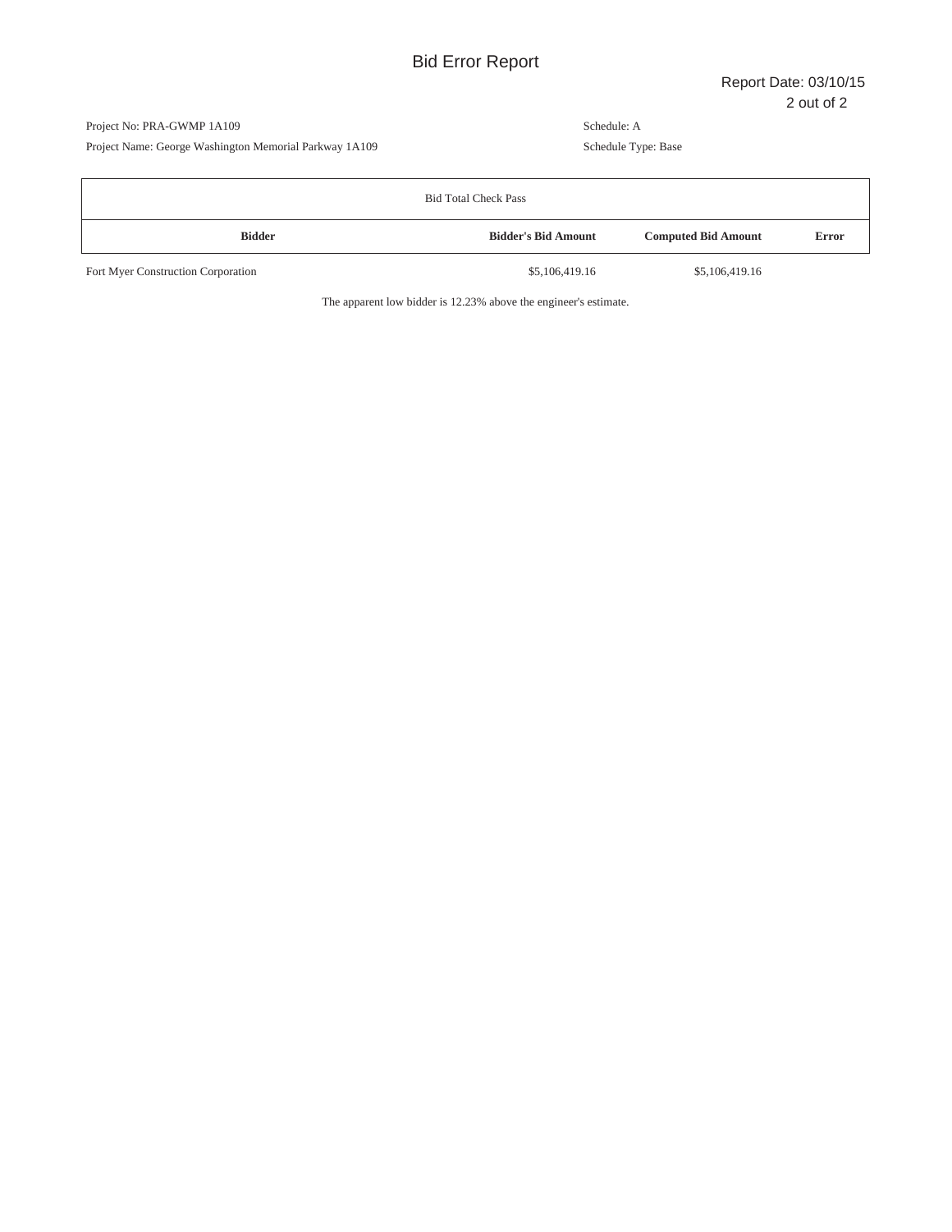# Bid Error Report

Report Date: 03/10/15

Project No: PRA-GWMP 1A109

Project Name: George Washington Memorial Parkway 1A109

Schedule: A

Schedule Type: Base

Bid Total Check Pass

| Bidder | Bidder's Bid Amount | Computed Bid Amount | Error |
|---|---|---|---|
| Fort Myer Construction Corporation | $5,106,419.16 | $5,106,419.16 | |

The apparent low bidder is 12.23% above the engineer's estimate.